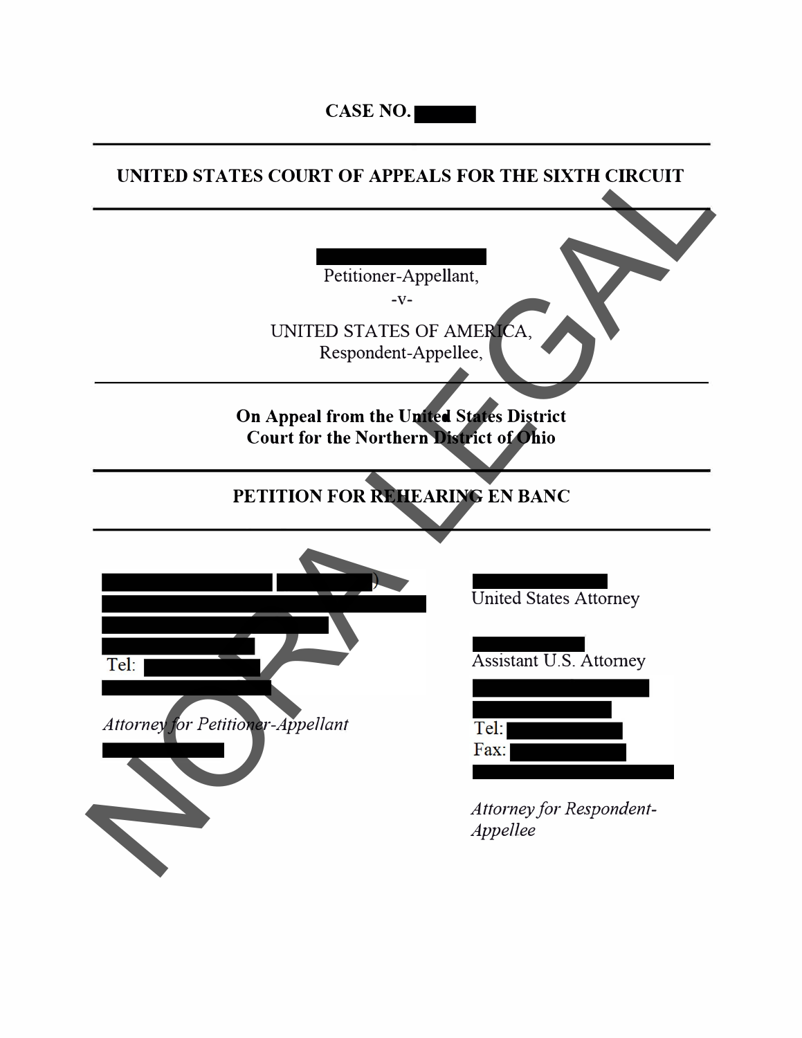**CASE NO. ██████**

---

**UNITED STATES COURT OF APPEALS FOR THE SIXTH CIRCUIT**

---

██████████████
Petitioner-Appellant,

-v-

UNITED STATES OF AMERICA,
Respondent-Appellee,

---

**On Appeal from the United States District Court for the Northern District of Ohio**

---

**PETITION FOR REHEARING EN BANC**

---

██████████ ██████)
████████████████████
████████████████
██████████
Tel: ██████████
████████████

*Attorney for Petitioner-Appellant*

████████

████████████
United States Attorney

██████████
Assistant U.S. Attorney

██████████████
████████████
Tel: ██████████
Fax: ██████████
████████████████

*Attorney for Respondent-Appellee*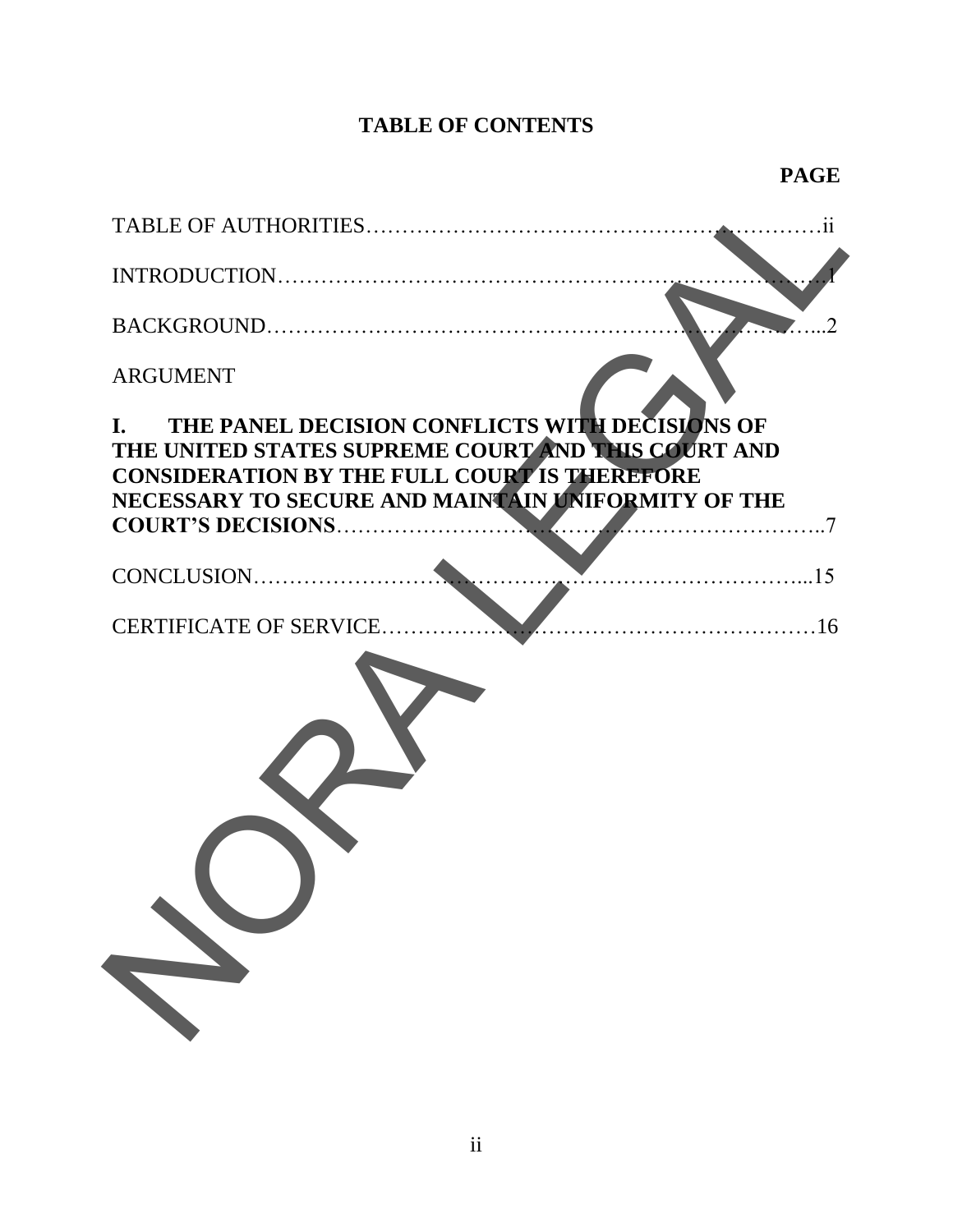**TABLE OF CONTENTS**

**PAGE**

TABLE OF AUTHORITIES…………………………………………………………ii

INTRODUCTION……………………………………………………………………1

BACKGROUND……………………………………………………………………...2

ARGUMENT

**I. THE PANEL DECISION CONFLICTS WITH DECISIONS OF THE UNITED STATES SUPREME COURT AND THIS COURT AND CONSIDERATION BY THE FULL COURT IS THEREFORE NECESSARY TO SECURE AND MAINTAIN UNIFORMITY OF THE COURT'S DECISIONS**………………………………………………………………..7

CONCLUSION…………………………………………………………………...15

CERTIFICATE OF SERVICE……………………………………………………16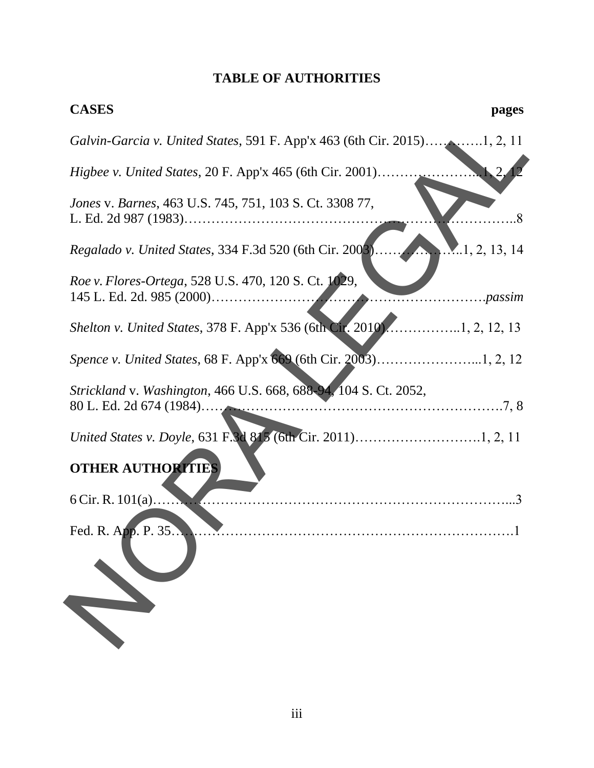# TABLE OF AUTHORITIES

**CASES** **pages**

*Galvin-Garcia v. United States*, 591 F. App'x 463 (6th Cir. 2015)………….1, 2, 11

*Higbee v. United States*, 20 F. App'x 465 (6th Cir. 2001)…………………..1, 2, 12

*Jones* v. *Barnes*, 463 U.S. 745, 751, 103 S. Ct. 3308 77, L. Ed. 2d 987 (1983)………………………………………………………………..8

*Regalado v. United States*, 334 F.3d 520 (6th Cir. 2003)………………..1, 2, 13, 14

*Roe v. Flores-Ortega*, 528 U.S. 470, 120 S. Ct. 1029, 145 L. Ed. 2d. 985 (2000)………………………………………………………*passim*

*Shelton v. United States*, 378 F. App'x 536 (6th Cir. 2010)……………..1, 2, 12, 13

*Spence v. United States*, 68 F. App'x 669 (6th Cir. 2003)…………………...1, 2, 12

*Strickland* v. *Washington*, 466 U.S. 668, 688-94, 104 S. Ct. 2052, 80 L. Ed. 2d 674 (1984)………………………………………………………….7, 8

*United States v. Doyle*, 631 F.3d 815 (6th Cir. 2011)……………………….1, 2, 11

**OTHER AUTHORITIES**

6 Cir. R. 101(a)……………………………………………………………………...3

Fed. R. App. P. 35……………………………………………………………….1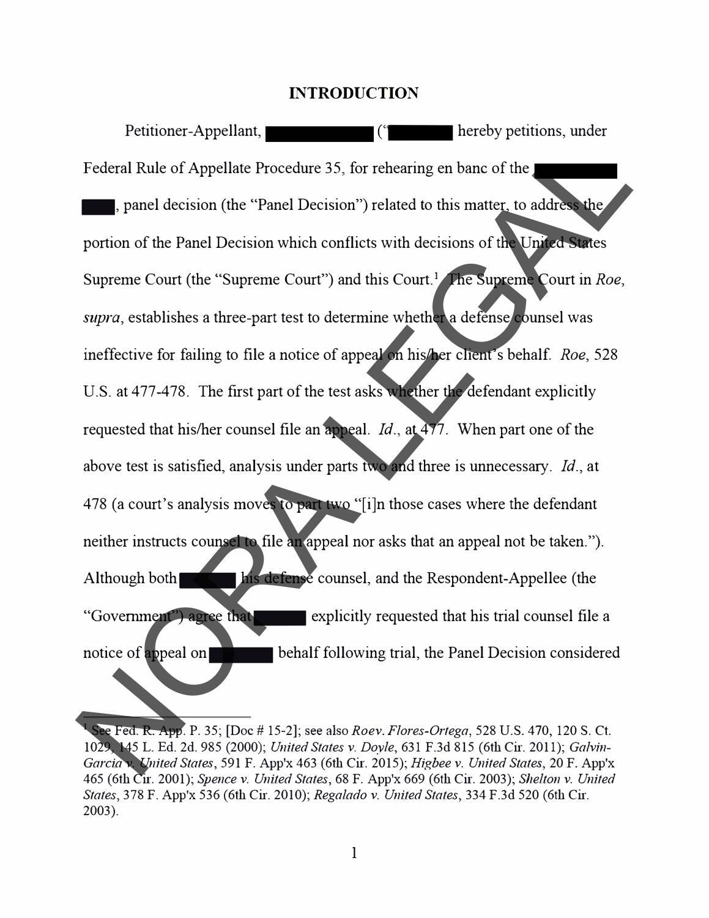# INTRODUCTION

Petitioner-Appellant, ████████ ("████████ hereby petitions, under Federal Rule of Appellate Procedure 35, for rehearing en banc of the ████████ ████, panel decision (the "Panel Decision") related to this matter, to address the portion of the Panel Decision which conflicts with decisions of the United States Supreme Court (the "Supreme Court") and this Court.[1] The Supreme Court in *Roe*, *supra*, establishes a three-part test to determine whether a defense counsel was ineffective for failing to file a notice of appeal on his/her client's behalf. *Roe*, 528 U.S. at 477-478. The first part of the test asks whether the defendant explicitly requested that his/her counsel file an appeal. *Id.*, at 477. When part one of the above test is satisfied, analysis under parts two and three is unnecessary. *Id.*, at 478 (a court's analysis moves to part two "[i]n those cases where the defendant neither instructs counsel to file an appeal nor asks that an appeal not be taken."). Although both ████████ his defense counsel, and the Respondent-Appellee (the "Government") agree that ████████ explicitly requested that his trial counsel file a notice of appeal on ████████ behalf following trial, the Panel Decision considered

---

[1] See Fed. R. App. P. 35; [Doc # 15-2]; see also *Roe v. Flores-Ortega*, 528 U.S. 470, 120 S. Ct. 1029, 145 L. Ed. 2d. 985 (2000); *United States v. Doyle*, 631 F.3d 815 (6th Cir. 2011); *Galvin-Garcia v. United States*, 591 F. App'x 463 (6th Cir. 2015); *Higbee v. United States*, 20 F. App'x 465 (6th Cir. 2001); *Spence v. United States*, 68 F. App'x 669 (6th Cir. 2003); *Shelton v. United States*, 378 F. App'x 536 (6th Cir. 2010); *Regalado v. United States*, 334 F.3d 520 (6th Cir. 2003).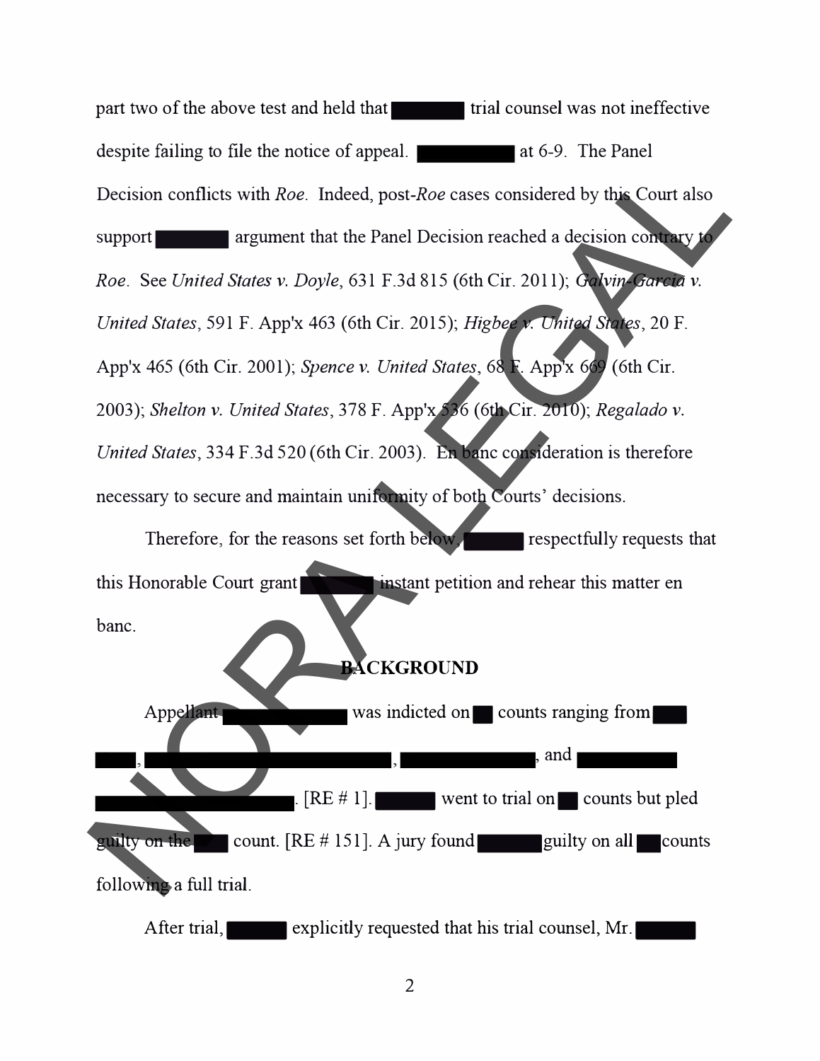part two of the above test and held that ██████ trial counsel was not ineffective despite failing to file the notice of appeal. ████████ at 6-9. The Panel Decision conflicts with *Roe*. Indeed, post-*Roe* cases considered by this Court also support ██████ argument that the Panel Decision reached a decision contrary to *Roe*. See *United States v. Doyle*, 631 F.3d 815 (6th Cir. 2011); *Galvin-Garcia v. United States*, 591 F. App'x 463 (6th Cir. 2015); *Higbee v. United States*, 20 F. App'x 465 (6th Cir. 2001); *Spence v. United States*, 68 F. App'x 669 (6th Cir. 2003); *Shelton v. United States*, 378 F. App'x 536 (6th Cir. 2010); *Regalado v. United States*, 334 F.3d 520 (6th Cir. 2003). En banc consideration is therefore necessary to secure and maintain uniformity of both Courts' decisions.

Therefore, for the reasons set forth below, █████ respectfully requests that this Honorable Court grant ██████ instant petition and rehear this matter en banc.

## BACKGROUND

Appellant ██████████ was indicted on █ counts ranging from ███ ███, ████████████████████, ██████████, and ████████ ████████████████. [RE # 1]. █████ went to trial on █ counts but pled guilty on the ███ count. [RE # 151]. A jury found █████ guilty on all █ counts following a full trial.

After trial, █████ explicitly requested that his trial counsel, Mr. █████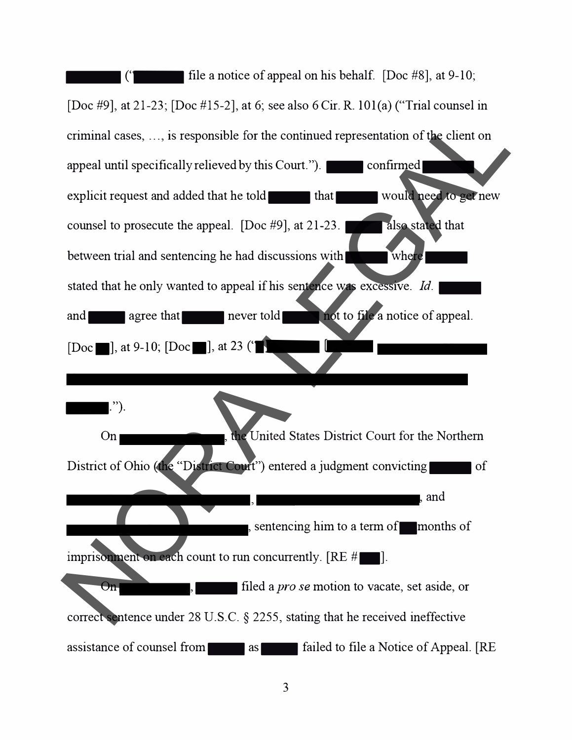█████ ("█████ file a notice of appeal on his behalf. [Doc #8], at 9-10; [Doc #9], at 21-23; [Doc #15-2], at 6; see also 6 Cir. R. 101(a) ("Trial counsel in criminal cases, …, is responsible for the continued representation of the client on appeal until specifically relieved by this Court."). █████ confirmed █████ explicit request and added that he told █████ that █████ would need to get new counsel to prosecute the appeal. [Doc #9], at 21-23. █████ also stated that between trial and sentencing he had discussions with █████ where █████ stated that he only wanted to appeal if his sentence was excessive. *Id.* █████ and █████ agree that █████ never told █████ not to file a notice of appeal. [Doc █], at 9-10; [Doc █], at 23 ("█ █████ [█████ █████████████████

██████████████████████████████████████████████

█████.").

On █████████, the United States District Court for the Northern District of Ohio (the "District Court") entered a judgment convicting █████ of █████████████████, ███████████████, and ████████████████, sentencing him to a term of █ months of imprisonment on each count to run concurrently. [RE #███].

On █████████, █████ filed a *pro se* motion to vacate, set aside, or correct sentence under 28 U.S.C. § 2255, stating that he received ineffective assistance of counsel from █████ as █████ failed to file a Notice of Appeal. [RE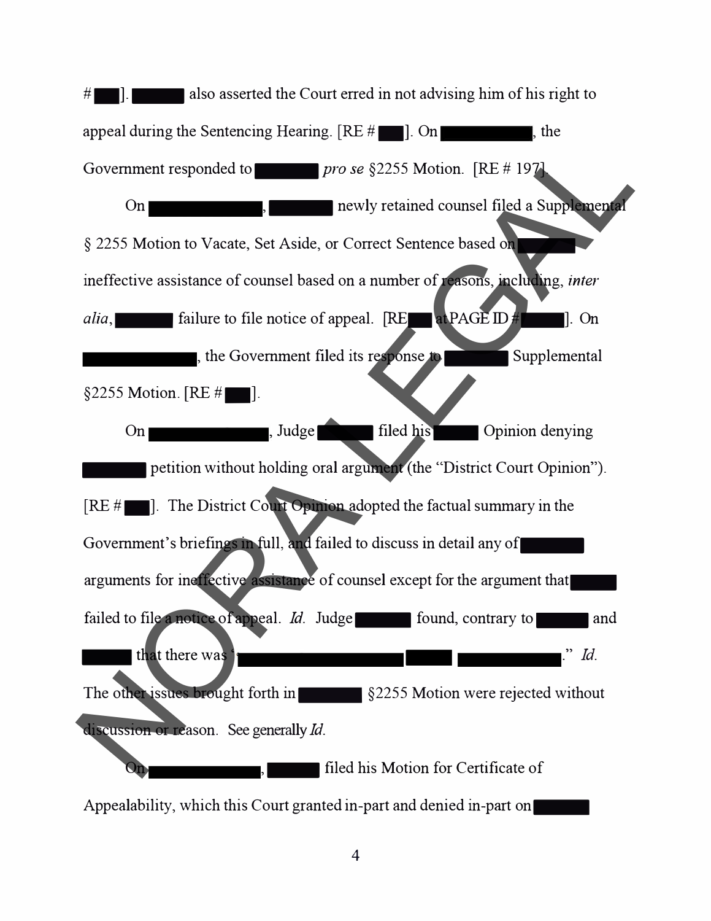# ]. also asserted the Court erred in not advising him of his right to appeal during the Sentencing Hearing. [RE # ]. On , the Government responded to *pro se* §2255 Motion. [RE # 197].

On , newly retained counsel filed a Supplemental § 2255 Motion to Vacate, Set Aside, or Correct Sentence based on ineffective assistance of counsel based on a number of reasons, including, *inter alia*, failure to file notice of appeal. [RE at PAGE ID # ]. On , the Government filed its response to Supplemental §2255 Motion. [RE # ].

On , Judge filed his Opinion denying petition without holding oral argument (the "District Court Opinion"). [RE # ]. The District Court Opinion adopted the factual summary in the Government's briefings in full, and failed to discuss in detail any of arguments for ineffective assistance of counsel except for the argument that failed to file a notice of appeal. *Id.* Judge found, contrary to and that there was " ." *Id.* The other issues brought forth in §2255 Motion were rejected without discussion or reason. See generally *Id.*

On , filed his Motion for Certificate of Appealability, which this Court granted in-part and denied in-part on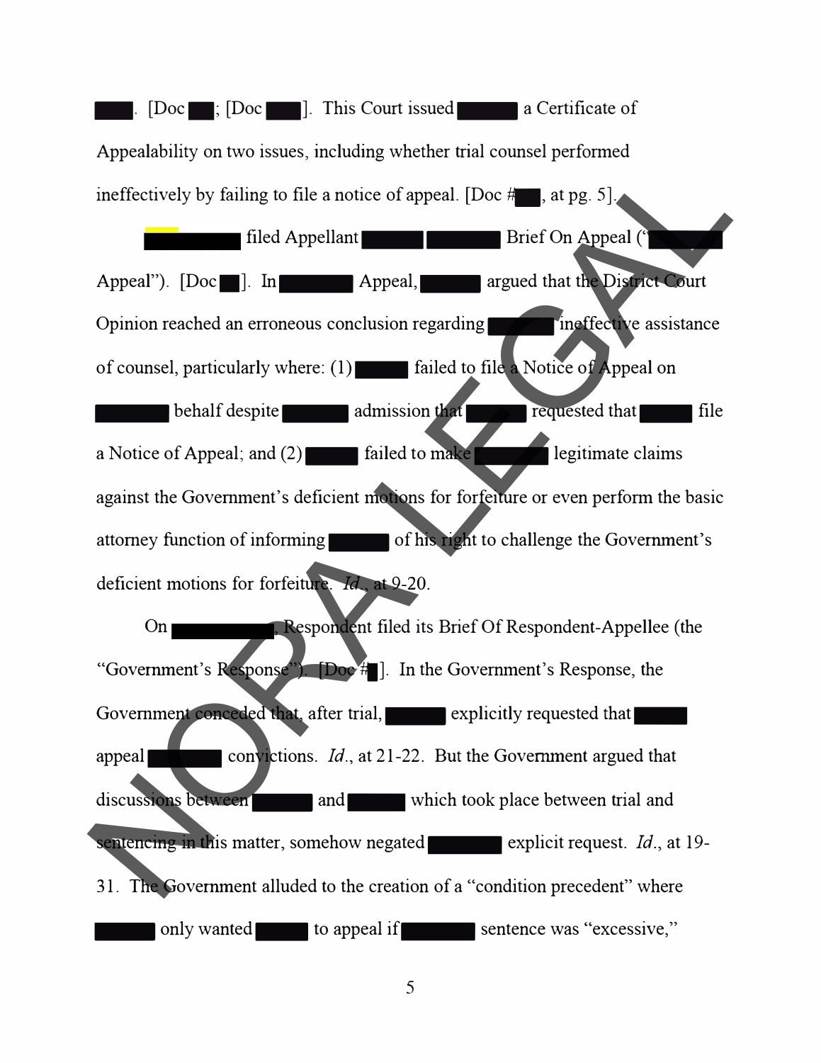█████. [Doc ███; [Doc ████]. This Court issued ██████ a Certificate of Appealability on two issues, including whether trial counsel performed ineffectively by failing to file a notice of appeal. [Doc #███, at pg. 5].

██████████ filed Appellant ██████ ███████ Brief On Appeal ("██████ Appeal"). [Doc ███]. In ███████ Appeal, ██████ argued that the District Court Opinion reached an erroneous conclusion regarding ███████ ineffective assistance of counsel, particularly where: (1) ██████ failed to file a Notice of Appeal on ███████ behalf despite ██████ admission that ██████ requested that ██████ file a Notice of Appeal; and (2) █████ failed to make ███████ legitimate claims against the Government's deficient motions for forfeiture or even perform the basic attorney function of informing ██████ of his right to challenge the Government's deficient motions for forfeiture. *Id.*, at 9-20.

On ██████████, Respondent filed its Brief Of Respondent-Appellee (the "Government's Response"). [Doc #█]. In the Government's Response, the Government conceded that, after trial, ██████ explicitly requested that ██████ appeal ███████ convictions. *Id.*, at 21-22. But the Government argued that discussions between ██████ and ██████ which took place between trial and sentencing in this matter, somehow negated ███████ explicit request. *Id.*, at 19-31. The Government alluded to the creation of a "condition precedent" where ██████ only wanted █████ to appeal if ███████ sentence was "excessive,"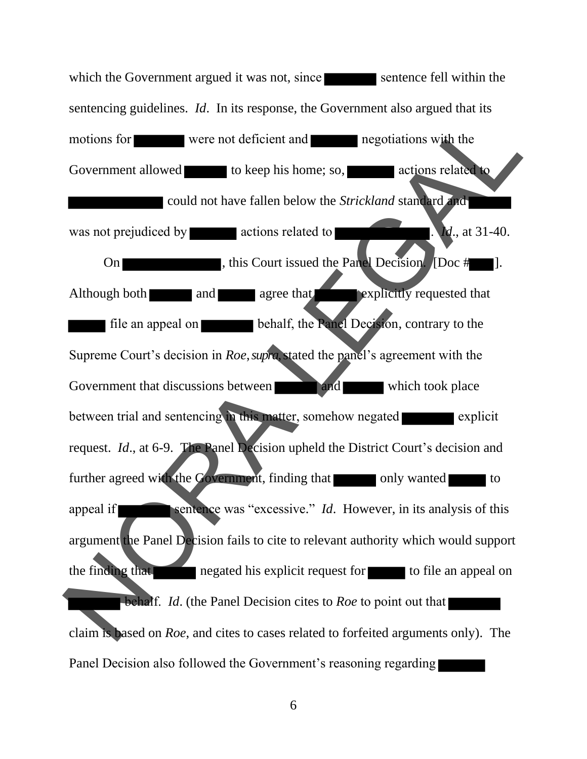which the Government argued it was not, since ██████ sentence fell within the sentencing guidelines. *Id*. In its response, the Government also argued that its motions for ██████ were not deficient and ██████ negotiations with the Government allowed ██████ to keep his home; so, ██████ actions related to ██████████ could not have fallen below the *Strickland* standard and ██████ was not prejudiced by ██████ actions related to ██████████. *Id*., at 31-40.

On ██████████, this Court issued the Panel Decision. [Doc #███]. Although both ██████ and ██████ agree that ██████ explicitly requested that ██████ file an appeal on ██████ behalf, the Panel Decision, contrary to the Supreme Court's decision in *Roe*, *supra*, stated the panel's agreement with the Government that discussions between ██████ and ██████ which took place between trial and sentencing in this matter, somehow negated ██████ explicit request. *Id*., at 6-9. The Panel Decision upheld the District Court's decision and further agreed with the Government, finding that ██████ only wanted ██████ to appeal if ██████ sentence was "excessive." *Id*. However, in its analysis of this argument the Panel Decision fails to cite to relevant authority which would support the finding that ██████ negated his explicit request for ██████ to file an appeal on ██████ behalf. *Id*. (the Panel Decision cites to *Roe* to point out that ██████ claim is based on *Roe*, and cites to cases related to forfeited arguments only). The Panel Decision also followed the Government's reasoning regarding ██████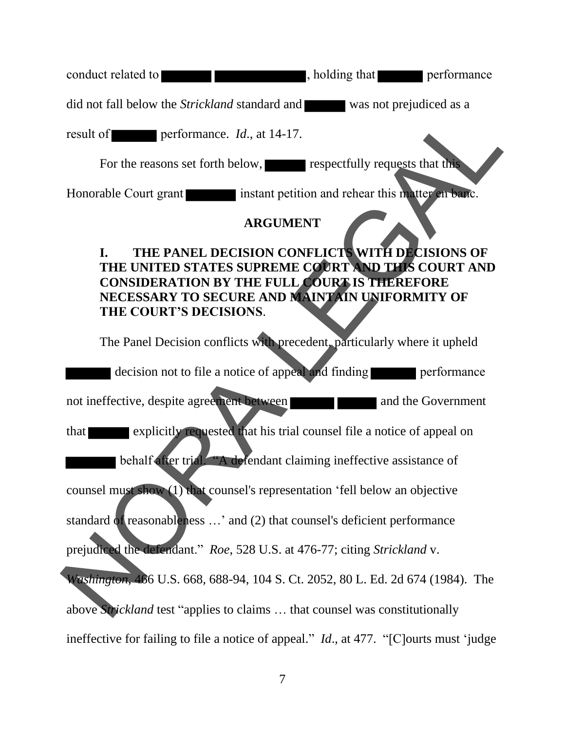conduct related to ██████ ███████████, holding that █████ performance did not fall below the *Strickland* standard and █████ was not prejudiced as a result of █████ performance. *Id*., at 14-17.

For the reasons set forth below, █████ respectfully requests that this Honorable Court grant ██████ instant petition and rehear this matter en banc.

## ARGUMENT

### I. THE PANEL DECISION CONFLICTS WITH DECISIONS OF THE UNITED STATES SUPREME COURT AND THIS COURT AND CONSIDERATION BY THE FULL COURT IS THEREFORE NECESSARY TO SECURE AND MAINTAIN UNIFORMITY OF THE COURT'S DECISIONS.

The Panel Decision conflicts with precedent, particularly where it upheld █████ decision not to file a notice of appeal and finding █████ performance not ineffective, despite agreement between █████ █████ and the Government that █████ explicitly requested that his trial counsel file a notice of appeal on ██████ behalf after trial. "A defendant claiming ineffective assistance of counsel must show (1) that counsel's representation 'fell below an objective standard of reasonableness …' and (2) that counsel's deficient performance prejudiced the defendant." *Roe*, 528 U.S. at 476-77; citing *Strickland* v. *Washington*, 466 U.S. 668, 688-94, 104 S. Ct. 2052, 80 L. Ed. 2d 674 (1984). The above *Strickland* test "applies to claims … that counsel was constitutionally ineffective for failing to file a notice of appeal." *Id*., at 477. "[C]ourts must 'judge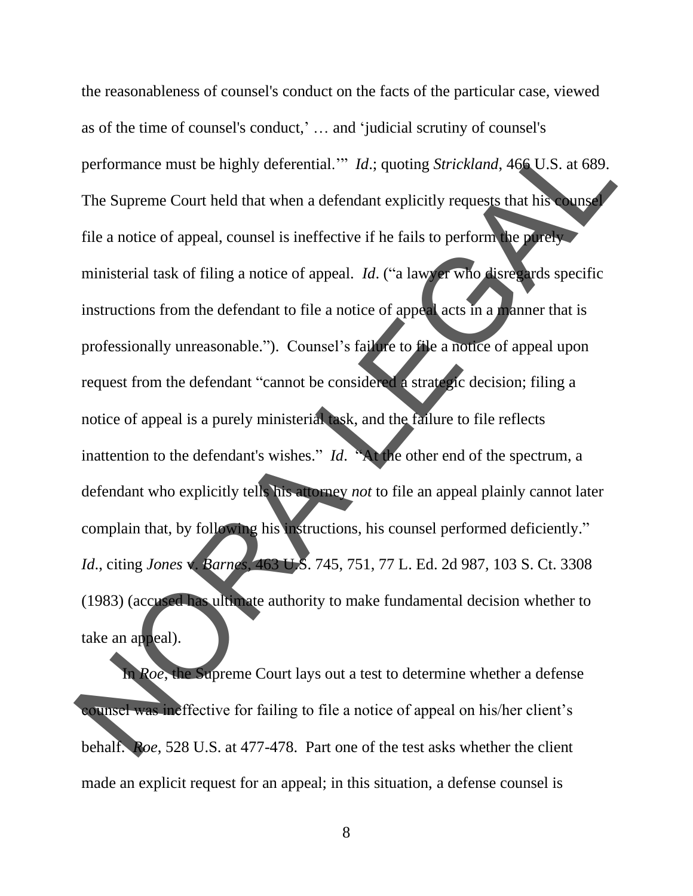the reasonableness of counsel's conduct on the facts of the particular case, viewed as of the time of counsel's conduct,' … and 'judicial scrutiny of counsel's performance must be highly deferential.'" *Id*.; quoting *Strickland*, 466 U.S. at 689. The Supreme Court held that when a defendant explicitly requests that his counsel file a notice of appeal, counsel is ineffective if he fails to perform the purely ministerial task of filing a notice of appeal. *Id*. ("a lawyer who disregards specific instructions from the defendant to file a notice of appeal acts in a manner that is professionally unreasonable."). Counsel's failure to file a notice of appeal upon request from the defendant "cannot be considered a strategic decision; filing a notice of appeal is a purely ministerial task, and the failure to file reflects inattention to the defendant's wishes." *Id*. "At the other end of the spectrum, a defendant who explicitly tells his attorney *not* to file an appeal plainly cannot later complain that, by following his instructions, his counsel performed deficiently." *Id*., citing *Jones* v. *Barnes*, 463 U.S. 745, 751, 77 L. Ed. 2d 987, 103 S. Ct. 3308 (1983) (accused has ultimate authority to make fundamental decision whether to take an appeal).

In *Roe*, the Supreme Court lays out a test to determine whether a defense counsel was ineffective for failing to file a notice of appeal on his/her client's behalf. *Roe*, 528 U.S. at 477-478. Part one of the test asks whether the client made an explicit request for an appeal; in this situation, a defense counsel is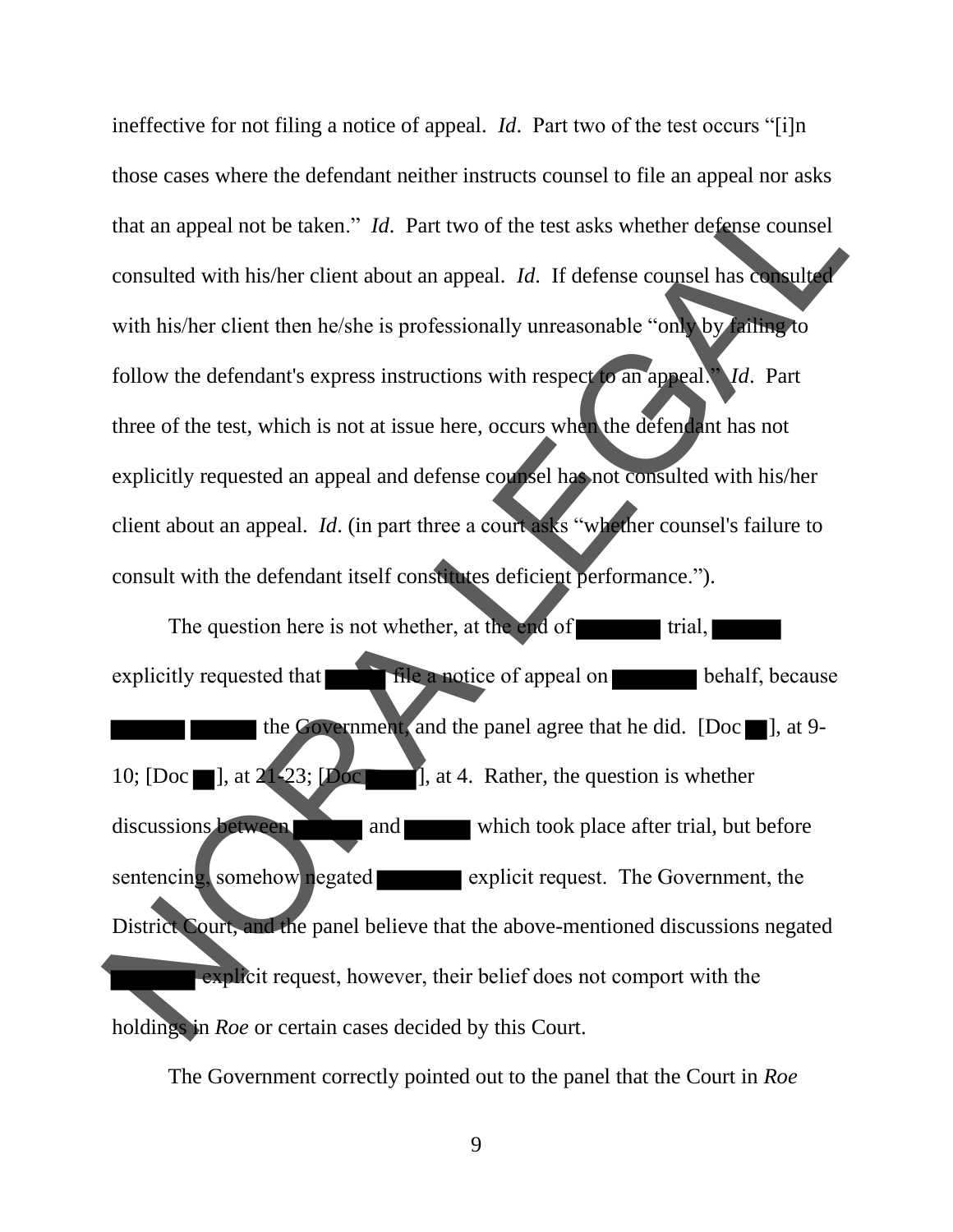ineffective for not filing a notice of appeal. *Id*. Part two of the test occurs "[i]n those cases where the defendant neither instructs counsel to file an appeal nor asks that an appeal not be taken." *Id*. Part two of the test asks whether defense counsel consulted with his/her client about an appeal. *Id*. If defense counsel has consulted with his/her client then he/she is professionally unreasonable "only by failing to follow the defendant's express instructions with respect to an appeal." *Id*. Part three of the test, which is not at issue here, occurs when the defendant has not explicitly requested an appeal and defense counsel has not consulted with his/her client about an appeal. *Id*. (in part three a court asks "whether counsel's failure to consult with the defendant itself constitutes deficient performance.").

The question here is not whether, at the end of ███ trial, ███ explicitly requested that ███ file a notice of appeal on ███ behalf, because ███ ███ the Government, and the panel agree that he did. [Doc ██], at 9-10; [Doc ██], at 21-23; [Doc ███], at 4. Rather, the question is whether discussions between ███ and ███ which took place after trial, but before sentencing, somehow negated ███ explicit request. The Government, the District Court, and the panel believe that the above-mentioned discussions negated ███ explicit request, however, their belief does not comport with the holdings in *Roe* or certain cases decided by this Court.

The Government correctly pointed out to the panel that the Court in *Roe*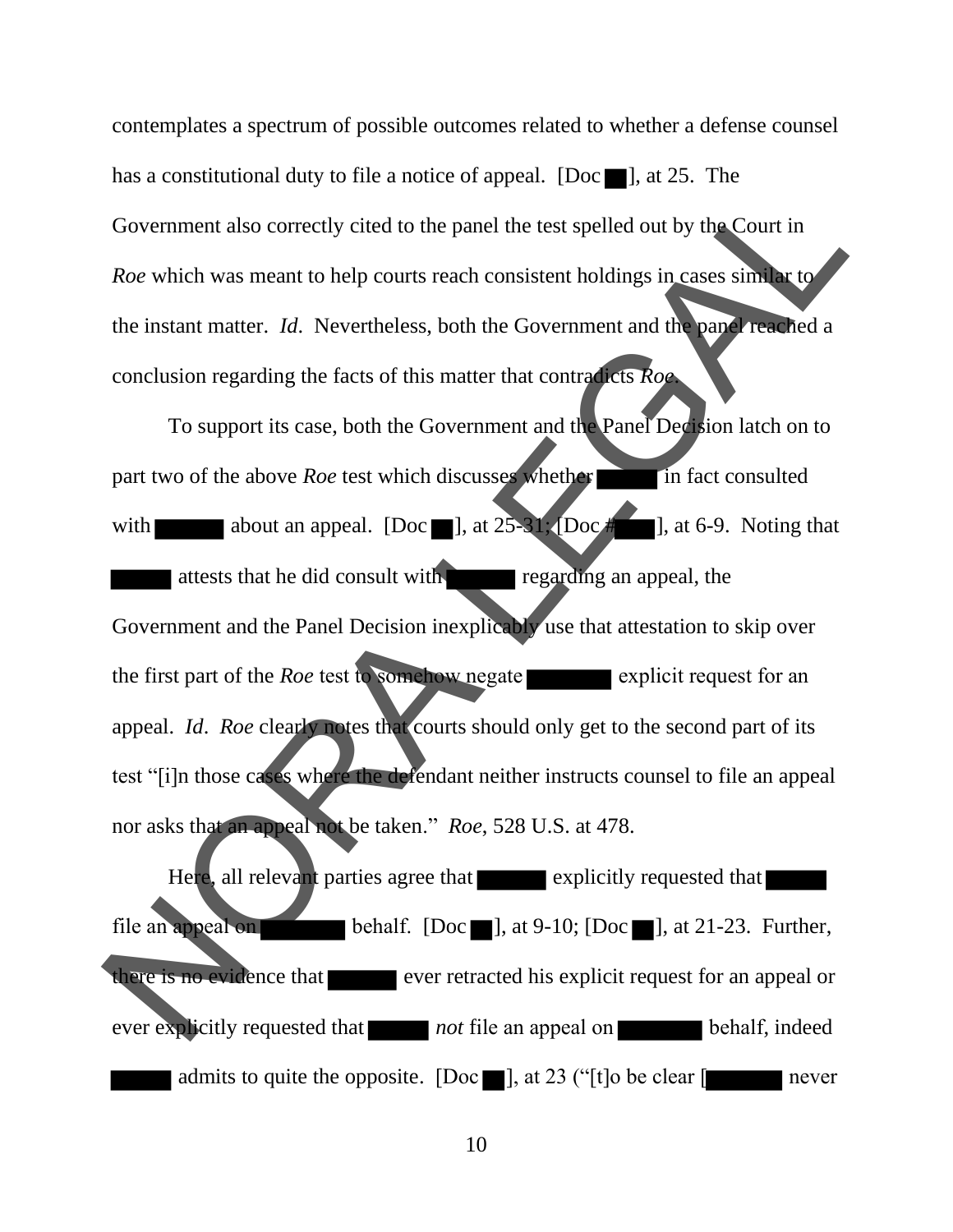contemplates a spectrum of possible outcomes related to whether a defense counsel has a constitutional duty to file a notice of appeal. [Doc ██], at 25. The Government also correctly cited to the panel the test spelled out by the Court in *Roe* which was meant to help courts reach consistent holdings in cases similar to the instant matter. *Id*. Nevertheless, both the Government and the panel reached a conclusion regarding the facts of this matter that contradicts *Roe*.

To support its case, both the Government and the Panel Decision latch on to part two of the above *Roe* test which discusses whether ██████ in fact consulted with ██████ about an appeal. [Doc ██], at 25-31; [Doc #████], at 6-9. Noting that ██████ attests that he did consult with ██████ regarding an appeal, the Government and the Panel Decision inexplicably use that attestation to skip over the first part of the *Roe* test to somehow negate ████████ explicit request for an appeal. *Id*. *Roe* clearly notes that courts should only get to the second part of its test "[i]n those cases where the defendant neither instructs counsel to file an appeal nor asks that an appeal not be taken." *Roe*, 528 U.S. at 478.

Here, all relevant parties agree that ██████ explicitly requested that ██████ file an appeal on ████████ behalf. [Doc ██], at 9-10; [Doc ██], at 21-23. Further, there is no evidence that ██████ ever retracted his explicit request for an appeal or ever explicitly requested that ██████ *not* file an appeal on ████████ behalf, indeed ██████ admits to quite the opposite. [Doc ██], at 23 ("[t]o be clear [███████ never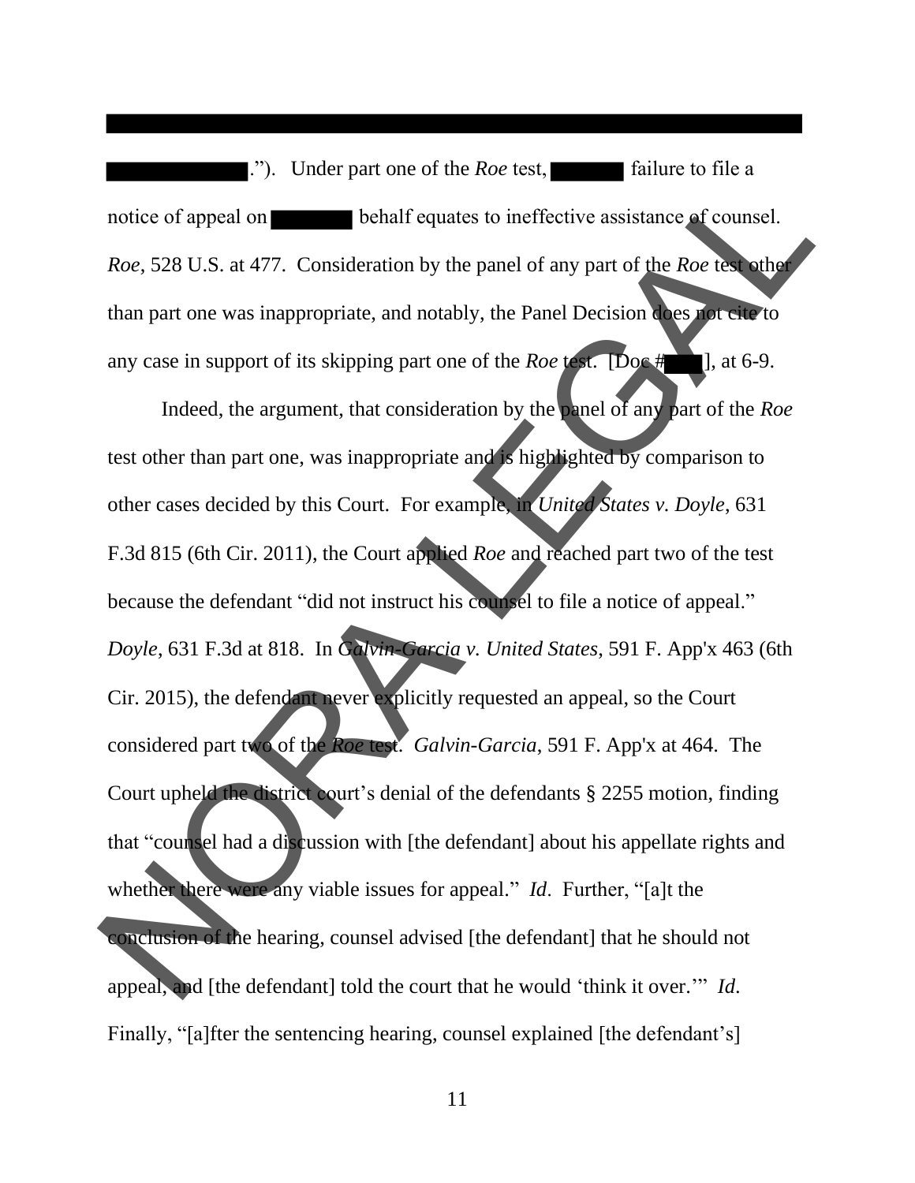."). Under part one of the *Roe* test, failure to file a notice of appeal on behalf equates to ineffective assistance of counsel. *Roe*, 528 U.S. at 477. Consideration by the panel of any part of the *Roe* test other than part one was inappropriate, and notably, the Panel Decision does not cite to any case in support of its skipping part one of the *Roe* test. [Doc # ], at 6-9.

Indeed, the argument, that consideration by the panel of any part of the *Roe* test other than part one, was inappropriate and is highlighted by comparison to other cases decided by this Court. For example, in *United States v. Doyle*, 631 F.3d 815 (6th Cir. 2011), the Court applied *Roe* and reached part two of the test because the defendant "did not instruct his counsel to file a notice of appeal." *Doyle*, 631 F.3d at 818. In *Galvin-Garcia v. United States*, 591 F. App'x 463 (6th Cir. 2015), the defendant never explicitly requested an appeal, so the Court considered part two of the *Roe* test. *Galvin-Garcia*, 591 F. App'x at 464. The Court upheld the district court's denial of the defendants § 2255 motion, finding that "counsel had a discussion with [the defendant] about his appellate rights and whether there were any viable issues for appeal." *Id*. Further, "[a]t the conclusion of the hearing, counsel advised [the defendant] that he should not appeal, and [the defendant] told the court that he would 'think it over.'" *Id*. Finally, "[a]fter the sentencing hearing, counsel explained [the defendant's]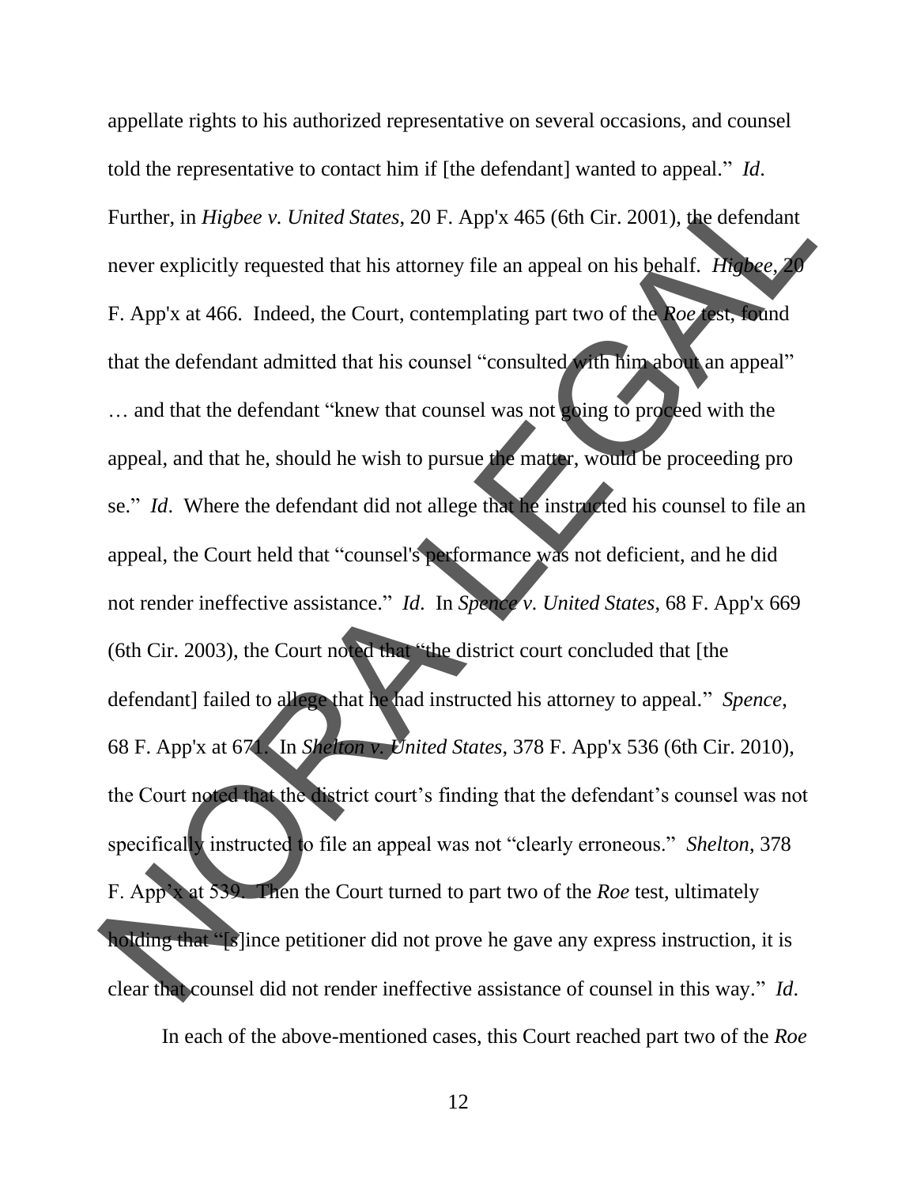appellate rights to his authorized representative on several occasions, and counsel told the representative to contact him if [the defendant] wanted to appeal." *Id*. Further, in *Higbee v. United States*, 20 F. App'x 465 (6th Cir. 2001), the defendant never explicitly requested that his attorney file an appeal on his behalf. *Higbee*, 20 F. App'x at 466. Indeed, the Court, contemplating part two of the *Roe* test, found that the defendant admitted that his counsel "consulted with him about an appeal" … and that the defendant "knew that counsel was not going to proceed with the appeal, and that he, should he wish to pursue the matter, would be proceeding pro se." *Id*. Where the defendant did not allege that he instructed his counsel to file an appeal, the Court held that "counsel's performance was not deficient, and he did not render ineffective assistance." *Id*. In *Spence v. United States*, 68 F. App'x 669 (6th Cir. 2003), the Court noted that "the district court concluded that [the defendant] failed to allege that he had instructed his attorney to appeal." *Spence*, 68 F. App'x at 671. In *Shelton v. United States*, 378 F. App'x 536 (6th Cir. 2010), the Court noted that the district court's finding that the defendant's counsel was not specifically instructed to file an appeal was not "clearly erroneous." *Shelton*, 378 F. App'x at 539. Then the Court turned to part two of the *Roe* test, ultimately holding that "[s]ince petitioner did not prove he gave any express instruction, it is clear that counsel did not render ineffective assistance of counsel in this way." *Id*.

In each of the above-mentioned cases, this Court reached part two of the *Roe*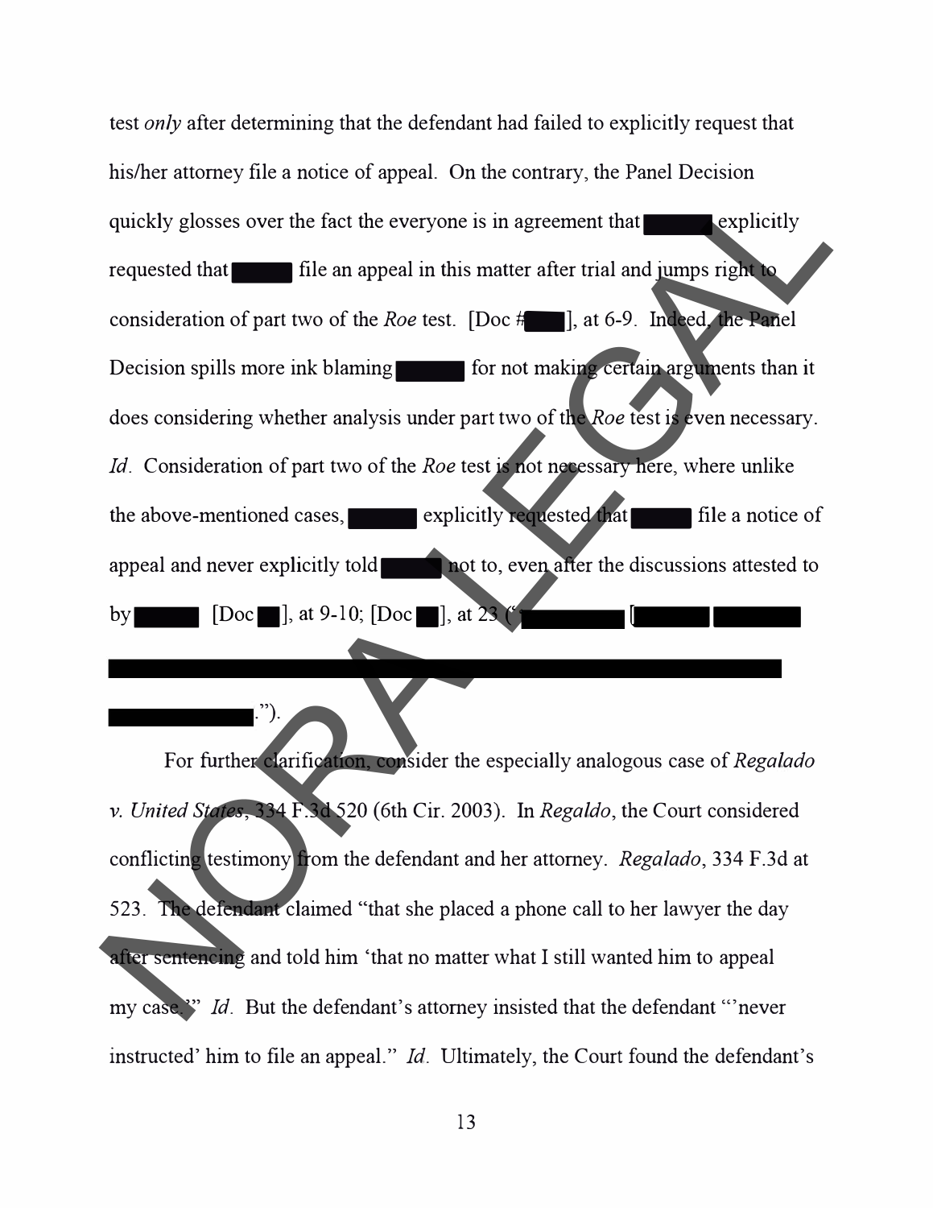test *only* after determining that the defendant had failed to explicitly request that his/her attorney file a notice of appeal. On the contrary, the Panel Decision quickly glosses over the fact the everyone is in agreement that ████ explicitly requested that ████ file an appeal in this matter after trial and jumps right to consideration of part two of the *Roe* test. [Doc #███], at 6-9. Indeed, the Panel Decision spills more ink blaming ████ for not making certain arguments than it does considering whether analysis under part two of the *Roe* test is even necessary. *Id*. Consideration of part two of the *Roe* test is not necessary here, where unlike the above-mentioned cases, ████ explicitly requested that ████ file a notice of appeal and never explicitly told ████ not to, even after the discussions attested to by ████ [Doc ██], at 9-10; [Doc ██], at 23 ("████ [████ ████ ████████████████████████████ ████████.").

For further clarification, consider the especially analogous case of *Regalado v. United States*, 334 F.3d 520 (6th Cir. 2003). In *Regaldo*, the Court considered conflicting testimony from the defendant and her attorney. *Regalado*, 334 F.3d at 523. The defendant claimed "that she placed a phone call to her lawyer the day after sentencing and told him 'that no matter what I still wanted him to appeal my case.'" *Id*. But the defendant's attorney insisted that the defendant "'never instructed' him to file an appeal." *Id*. Ultimately, the Court found the defendant's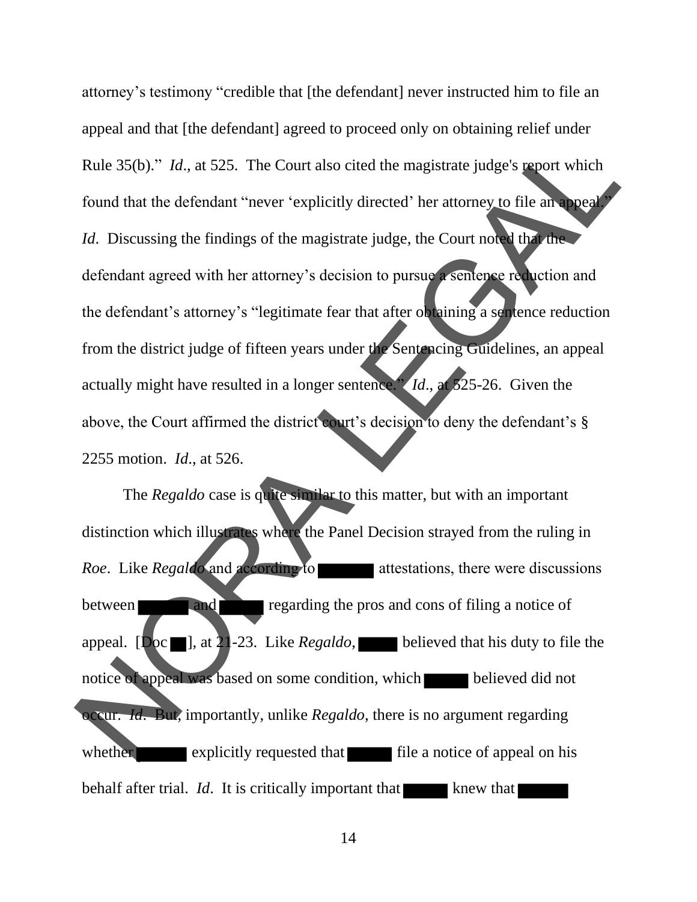attorney's testimony "credible that [the defendant] never instructed him to file an appeal and that [the defendant] agreed to proceed only on obtaining relief under Rule 35(b)." *Id*., at 525. The Court also cited the magistrate judge's report which found that the defendant "never 'explicitly directed' her attorney to file an appeal." *Id*. Discussing the findings of the magistrate judge, the Court noted that the defendant agreed with her attorney's decision to pursue a sentence reduction and the defendant's attorney's "legitimate fear that after obtaining a sentence reduction from the district judge of fifteen years under the Sentencing Guidelines, an appeal actually might have resulted in a longer sentence." *Id*., at 525-26. Given the above, the Court affirmed the district court's decision to deny the defendant's § 2255 motion. *Id*., at 526.

The *Regaldo* case is quite similar to this matter, but with an important distinction which illustrates where the Panel Decision strayed from the ruling in *Roe*. Like *Regaldo* and according to ██████ attestations, there were discussions between ██████ and █████ regarding the pros and cons of filing a notice of appeal. [Doc ██], at 21-23. Like *Regaldo*, █████ believed that his duty to file the notice of appeal was based on some condition, which █████ believed did not occur. *Id*. But, importantly, unlike *Regaldo*, there is no argument regarding whether ██████ explicitly requested that █████ file a notice of appeal on his behalf after trial. *Id*. It is critically important that █████ knew that █████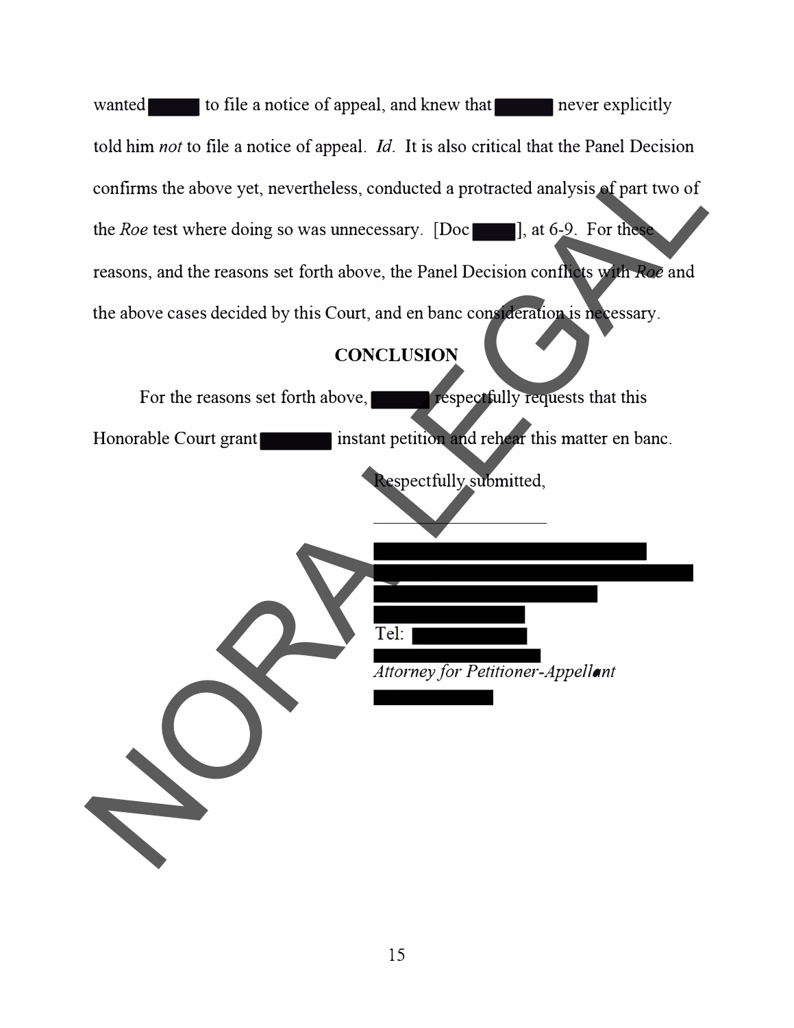wanted ▇▇▇ to file a notice of appeal, and knew that ▇▇▇ never explicitly told him *not* to file a notice of appeal. *Id*. It is also critical that the Panel Decision confirms the above yet, nevertheless, conducted a protracted analysis of part two of the *Roe* test where doing so was unnecessary. [Doc ▇▇▇], at 6-9. For these reasons, and the reasons set forth above, the Panel Decision conflicts with *Roe* and the above cases decided by this Court, and en banc consideration is necessary.

**CONCLUSION**

For the reasons set forth above, ▇▇▇ respectfully requests that this Honorable Court grant ▇▇▇ instant petition and rehear this matter en banc.

Respectfully submitted,

\_\_\_\_\_\_\_\_\_\_\_\_\_\_\_\_\_\_\_\_

▇▇▇

▇▇▇

▇▇▇

▇▇▇

Tel: ▇▇▇

▇▇▇

*Attorney for Petitioner-Appellant*

▇▇▇